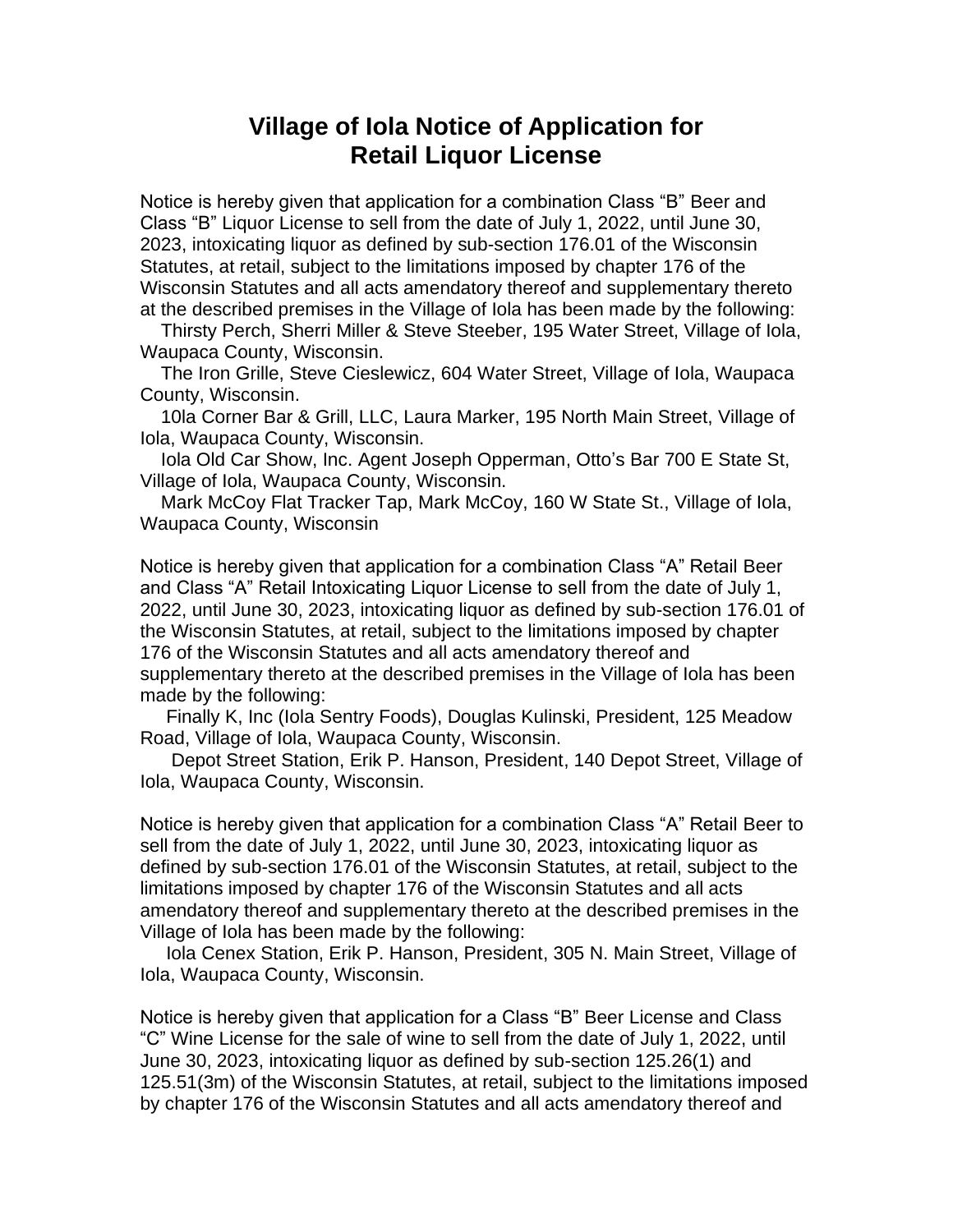# Village of Iola Notice of Application for Retail Liquor License

Notice is hereby given that application for a combination Class "B" Beer and Class "B" Liquor License to sell from the date of July 1, 2022, until June 30, 2023, intoxicating liquor as defined by sub-section 176.01 of the Wisconsin Statutes, at retail, subject to the limitations imposed by chapter 176 of the Wisconsin Statutes and all acts amendatory thereof and supplementary thereto at the described premises in the Village of Iola has been made by the following:

Thirsty Perch, Sherri Miller & Steve Steeber, 195 Water Street, Village of Iola, Waupaca County, Wisconsin.

The Iron Grille, Steve Cieslewicz, 604 Water Street, Village of Iola, Waupaca County, Wisconsin.

10la Corner Bar & Grill, LLC, Laura Marker, 195 North Main Street, Village of Iola, Waupaca County, Wisconsin.

Iola Old Car Show, Inc. Agent Joseph Opperman, Otto's Bar 700 E State St, Village of Iola, Waupaca County, Wisconsin.

Mark McCoy Flat Tracker Tap, Mark McCoy, 160 W State St., Village of Iola, Waupaca County, Wisconsin

Notice is hereby given that application for a combination Class "A" Retail Beer and Class "A" Retail Intoxicating Liquor License to sell from the date of July 1, 2022, until June 30, 2023, intoxicating liquor as defined by sub-section 176.01 of the Wisconsin Statutes, at retail, subject to the limitations imposed by chapter 176 of the Wisconsin Statutes and all acts amendatory thereof and supplementary thereto at the described premises in the Village of Iola has been made by the following:

Finally K, Inc (Iola Sentry Foods), Douglas Kulinski, President, 125 Meadow Road, Village of Iola, Waupaca County, Wisconsin.

Depot Street Station, Erik P. Hanson, President, 140 Depot Street, Village of Iola, Waupaca County, Wisconsin.

Notice is hereby given that application for a combination Class "A" Retail Beer to sell from the date of July 1, 2022, until June 30, 2023, intoxicating liquor as defined by sub-section 176.01 of the Wisconsin Statutes, at retail, subject to the limitations imposed by chapter 176 of the Wisconsin Statutes and all acts amendatory thereof and supplementary thereto at the described premises in the Village of Iola has been made by the following:

Iola Cenex Station, Erik P. Hanson, President, 305 N. Main Street, Village of Iola, Waupaca County, Wisconsin.

Notice is hereby given that application for a Class "B" Beer License and Class "C" Wine License for the sale of wine to sell from the date of July 1, 2022, until June 30, 2023, intoxicating liquor as defined by sub-section 125.26(1) and 125.51(3m) of the Wisconsin Statutes, at retail, subject to the limitations imposed by chapter 176 of the Wisconsin Statutes and all acts amendatory thereof and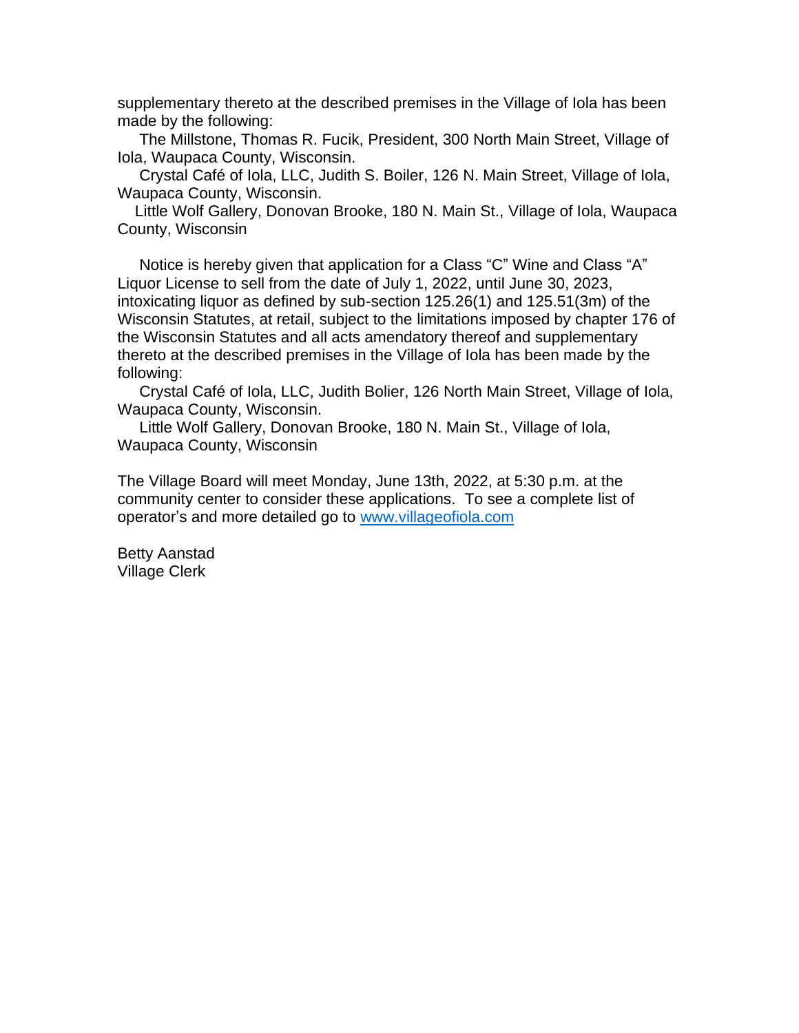supplementary thereto at the described premises in the Village of Iola has been made by the following:

The Millstone, Thomas R. Fucik, President, 300 North Main Street, Village of Iola, Waupaca County, Wisconsin.

Crystal Café of Iola, LLC, Judith S. Boiler, 126 N. Main Street, Village of Iola, Waupaca County, Wisconsin.

Little Wolf Gallery, Donovan Brooke, 180 N. Main St., Village of Iola, Waupaca County, Wisconsin

Notice is hereby given that application for a Class "C" Wine and Class "A" Liquor License to sell from the date of July 1, 2022, until June 30, 2023, intoxicating liquor as defined by sub-section 125.26(1) and 125.51(3m) of the Wisconsin Statutes, at retail, subject to the limitations imposed by chapter 176 of the Wisconsin Statutes and all acts amendatory thereof and supplementary thereto at the described premises in the Village of Iola has been made by the following:

Crystal Café of Iola, LLC, Judith Bolier, 126 North Main Street, Village of Iola, Waupaca County, Wisconsin.

Little Wolf Gallery, Donovan Brooke, 180 N. Main St., Village of Iola, Waupaca County, Wisconsin

The Village Board will meet Monday, June 13th, 2022, at 5:30 p.m. at the community center to consider these applications. To see a complete list of operator's and more detailed go to www.villageofiola.com

Betty Aanstad
Village Clerk